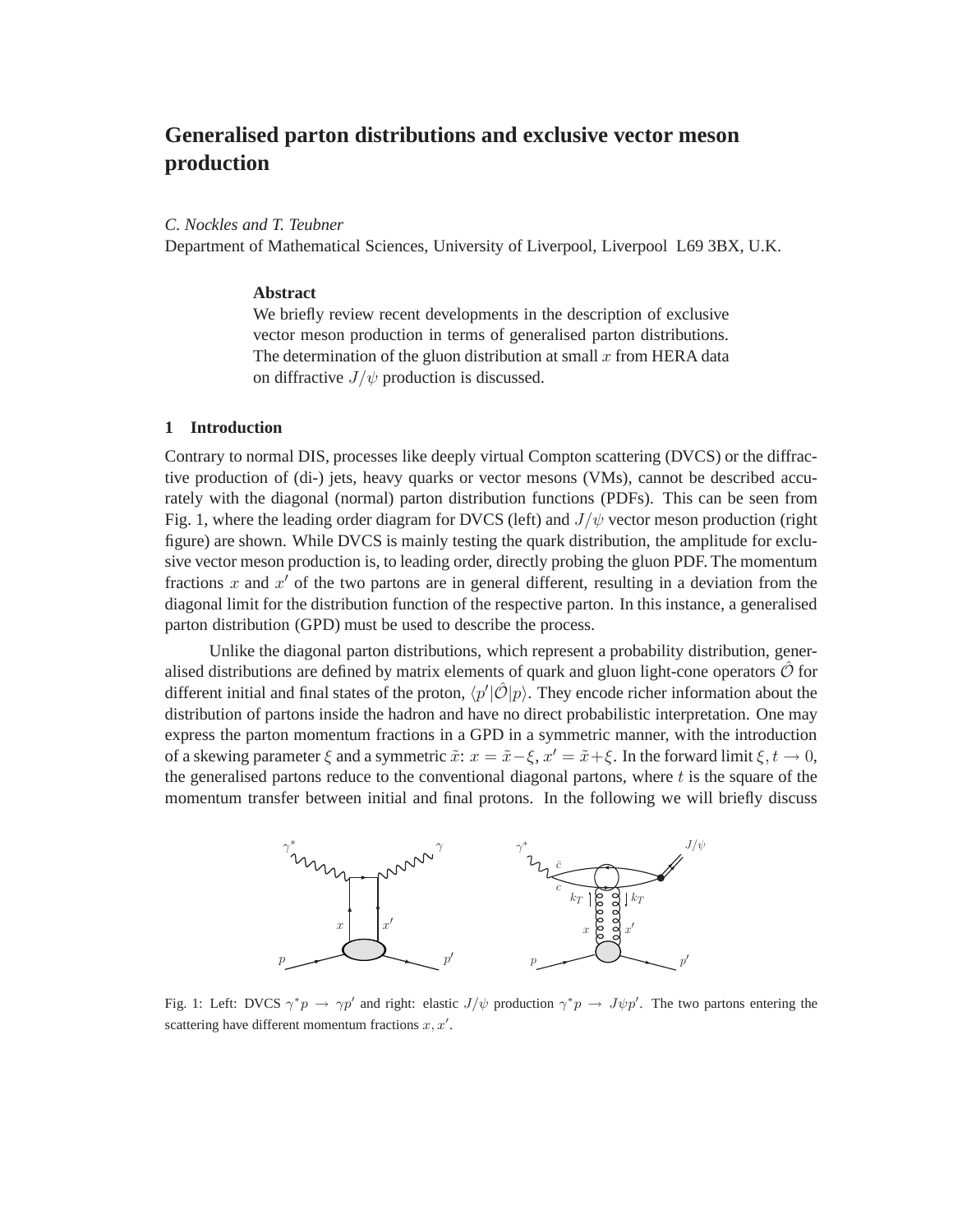# Generalised parton distributions and exclusive vector meson production

*C. Nockles and T. Teubner*
Department of Mathematical Sciences, University of Liverpool, Liverpool L69 3BX, U.K.

**Abstract**

We briefly review recent developments in the description of exclusive vector meson production in terms of generalised parton distributions. The determination of the gluon distribution at small $x$ from HERA data on diffractive $J/\psi$ production is discussed.

## 1 Introduction

Contrary to normal DIS, processes like deeply virtual Compton scattering (DVCS) or the diffractive production of (di-) jets, heavy quarks or vector mesons (VMs), cannot be described accurately with the diagonal (normal) parton distribution functions (PDFs). This can be seen from Fig. 1, where the leading order diagram for DVCS (left) and $J/\psi$ vector meson production (right figure) are shown. While DVCS is mainly testing the quark distribution, the amplitude for exclusive vector meson production is, to leading order, directly probing the gluon PDF. The momentum fractions $x$ and $x'$ of the two partons are in general different, resulting in a deviation from the diagonal limit for the distribution function of the respective parton. In this instance, a generalised parton distribution (GPD) must be used to describe the process.

Unlike the diagonal parton distributions, which represent a probability distribution, generalised distributions are defined by matrix elements of quark and gluon light-cone operators $\hat{\mathcal{O}}$ for different initial and final states of the proton, $\langle p'|\hat{\mathcal{O}}|p\rangle$. They encode richer information about the distribution of partons inside the hadron and have no direct probabilistic interpretation. One may express the parton momentum fractions in a GPD in a symmetric manner, with the introduction of a skewing parameter $\xi$ and a symmetric $\tilde{x}$: $x = \tilde{x} - \xi$, $x' = \tilde{x} + \xi$. In the forward limit $\xi, t \to 0$, the generalised partons reduce to the conventional diagonal partons, where $t$ is the square of the momentum transfer between initial and final protons. In the following we will briefly discuss

Fig. 1: Left: DVCS $\gamma^* p \to \gamma p'$ and right: elastic $J/\psi$ production $\gamma^* p \to J\psi p'$. The two partons entering the scattering have different momentum fractions $x, x'$.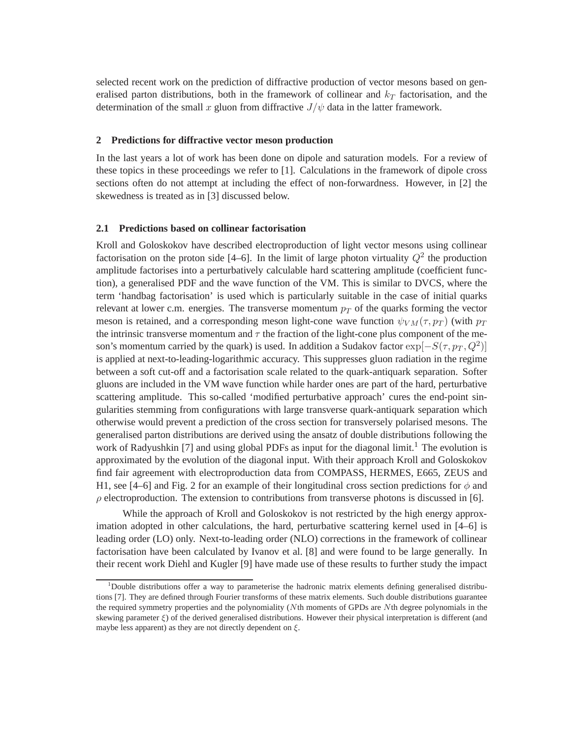selected recent work on the prediction of diffractive production of vector mesons based on generalised parton distributions, both in the framework of collinear and $k_T$ factorisation, and the determination of the small $x$ gluon from diffractive $J/\psi$ data in the latter framework.

## 2 Predictions for diffractive vector meson production

In the last years a lot of work has been done on dipole and saturation models. For a review of these topics in these proceedings we refer to [1]. Calculations in the framework of dipole cross sections often do not attempt at including the effect of non-forwardness. However, in [2] the skewedness is treated as in [3] discussed below.

### 2.1 Predictions based on collinear factorisation

Kroll and Goloskokov have described electroproduction of light vector mesons using collinear factorisation on the proton side [4–6]. In the limit of large photon virtuality $Q^2$ the production amplitude factorises into a perturbatively calculable hard scattering amplitude (coefficient function), a generalised PDF and the wave function of the VM. This is similar to DVCS, where the term 'handbag factorisation' is used which is particularly suitable in the case of initial quarks relevant at lower c.m. energies. The transverse momentum $p_T$ of the quarks forming the vector meson is retained, and a corresponding meson light-cone wave function $\psi_{VM}(\tau, p_T)$ (with $p_T$ the intrinsic transverse momentum and $\tau$ the fraction of the light-cone plus component of the meson's momentum carried by the quark) is used. In addition a Sudakov factor $\exp[-S(\tau, p_T, Q^2)]$ is applied at next-to-leading-logarithmic accuracy. This suppresses gluon radiation in the regime between a soft cut-off and a factorisation scale related to the quark-antiquark separation. Softer gluons are included in the VM wave function while harder ones are part of the hard, perturbative scattering amplitude. This so-called 'modified perturbative approach' cures the end-point singularities stemming from configurations with large transverse quark-antiquark separation which otherwise would prevent a prediction of the cross section for transversely polarised mesons. The generalised parton distributions are derived using the ansatz of double distributions following the work of Radyushkin [7] and using global PDFs as input for the diagonal limit.[1] The evolution is approximated by the evolution of the diagonal input. With their approach Kroll and Goloskokov find fair agreement with electroproduction data from COMPASS, HERMES, E665, ZEUS and H1, see [4–6] and Fig. 2 for an example of their longitudinal cross section predictions for $\phi$ and $\rho$ electroproduction. The extension to contributions from transverse photons is discussed in [6].

While the approach of Kroll and Goloskokov is not restricted by the high energy approximation adopted in other calculations, the hard, perturbative scattering kernel used in [4–6] is leading order (LO) only. Next-to-leading order (NLO) corrections in the framework of collinear factorisation have been calculated by Ivanov et al. [8] and were found to be large generally. In their recent work Diehl and Kugler [9] have made use of these results to further study the impact

[1] Double distributions offer a way to parameterise the hadronic matrix elements defining generalised distributions [7]. They are defined through Fourier transforms of these matrix elements. Such double distributions guarantee the required symmetry properties and the polynomiality ($N$th moments of GPDs are $N$th degree polynomials in the skewing parameter $\xi$) of the derived generalised distributions. However their physical interpretation is different (and maybe less apparent) as they are not directly dependent on $\xi$.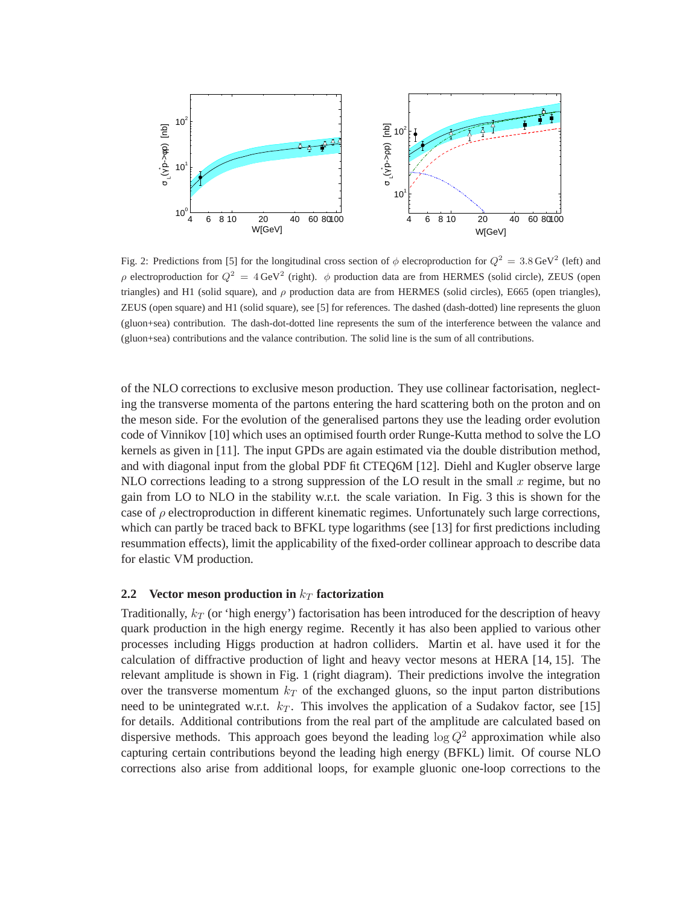Fig. 2: Predictions from [5] for the longitudinal cross section of $\phi$ elecroproduction for $Q^2 = 3.8\,\mathrm{GeV}^2$ (left) and $\rho$ electroproduction for $Q^2 = 4\,\mathrm{GeV}^2$ (right). $\phi$ production data are from HERMES (solid circle), ZEUS (open triangles) and H1 (solid square), and $\rho$ production data are from HERMES (solid circles), E665 (open triangles), ZEUS (open square) and H1 (solid square), see [5] for references. The dashed (dash-dotted) line represents the gluon (gluon+sea) contribution. The dash-dot-dotted line represents the sum of the interference between the valance and (gluon+sea) contributions and the valance contribution. The solid line is the sum of all contributions.

of the NLO corrections to exclusive meson production. They use collinear factorisation, neglecting the transverse momenta of the partons entering the hard scattering both on the proton and on the meson side. For the evolution of the generalised partons they use the leading order evolution code of Vinnikov [10] which uses an optimised fourth order Runge-Kutta method to solve the LO kernels as given in [11]. The input GPDs are again estimated via the double distribution method, and with diagonal input from the global PDF fit CTEQ6M [12]. Diehl and Kugler observe large NLO corrections leading to a strong suppression of the LO result in the small $x$ regime, but no gain from LO to NLO in the stability w.r.t. the scale variation. In Fig. 3 this is shown for the case of $\rho$ electroproduction in different kinematic regimes. Unfortunately such large corrections, which can partly be traced back to BFKL type logarithms (see [13] for first predictions including resummation effects), limit the applicability of the fixed-order collinear approach to describe data for elastic VM production.

### 2.2 Vector meson production in $k_T$ factorization

Traditionally, $k_T$ (or 'high energy') factorisation has been introduced for the description of heavy quark production in the high energy regime. Recently it has also been applied to various other processes including Higgs production at hadron colliders. Martin et al. have used it for the calculation of diffractive production of light and heavy vector mesons at HERA [14, 15]. The relevant amplitude is shown in Fig. 1 (right diagram). Their predictions involve the integration over the transverse momentum $k_T$ of the exchanged gluons, so the input parton distributions need to be unintegrated w.r.t. $k_T$. This involves the application of a Sudakov factor, see [15] for details. Additional contributions from the real part of the amplitude are calculated based on dispersive methods. This approach goes beyond the leading $\log Q^2$ approximation while also capturing certain contributions beyond the leading high energy (BFKL) limit. Of course NLO corrections also arise from additional loops, for example gluonic one-loop corrections to the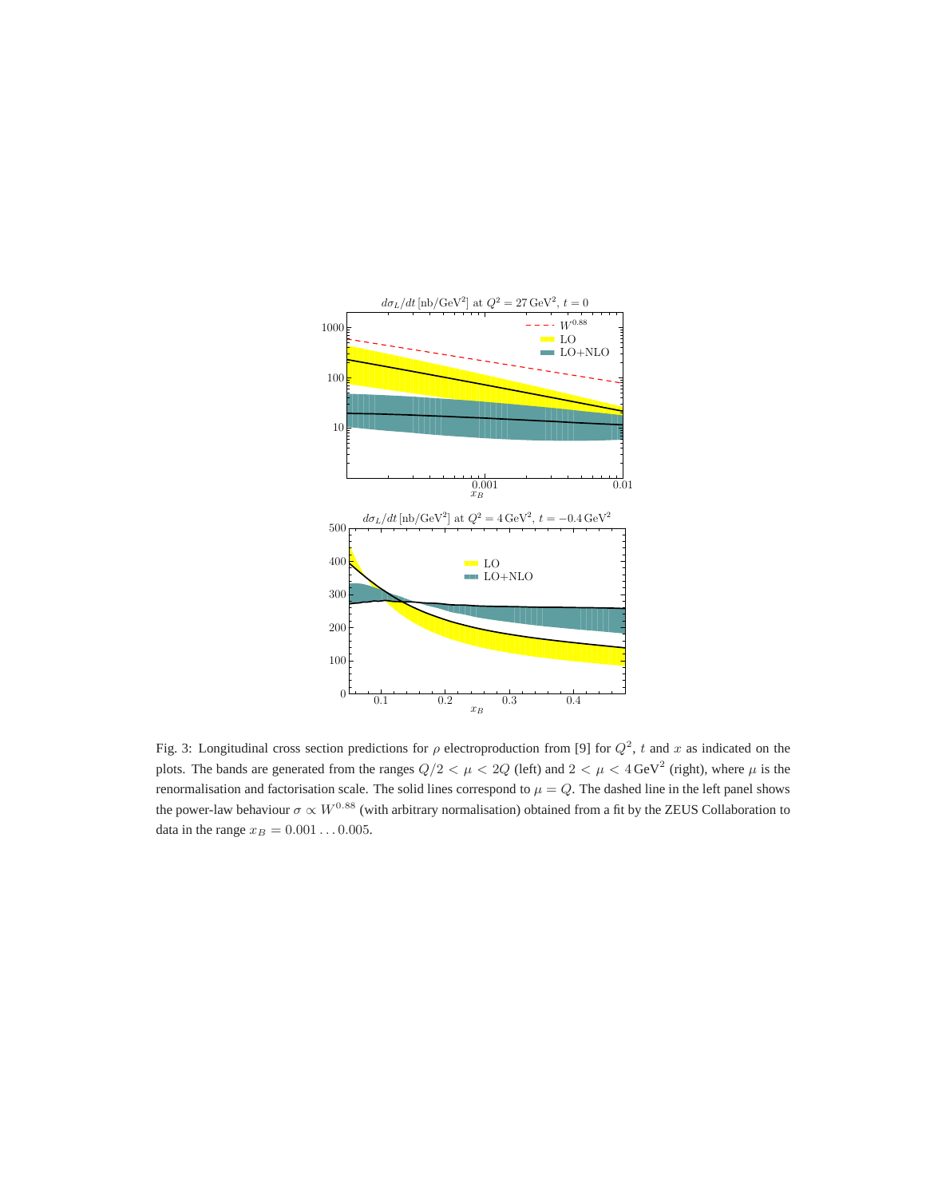Fig. 3: Longitudinal cross section predictions for $\rho$ electroproduction from [9] for $Q^2$, $t$ and $x$ as indicated on the plots. The bands are generated from the ranges $Q/2 < \mu < 2Q$ (left) and $2 < \mu < 4\,\mathrm{GeV}^2$ (right), where $\mu$ is the renormalisation and factorisation scale. The solid lines correspond to $\mu = Q$. The dashed line in the left panel shows the power-law behaviour $\sigma \propto W^{0.88}$ (with arbitrary normalisation) obtained from a fit by the ZEUS Collaboration to data in the range $x_B = 0.001 \ldots 0.005$.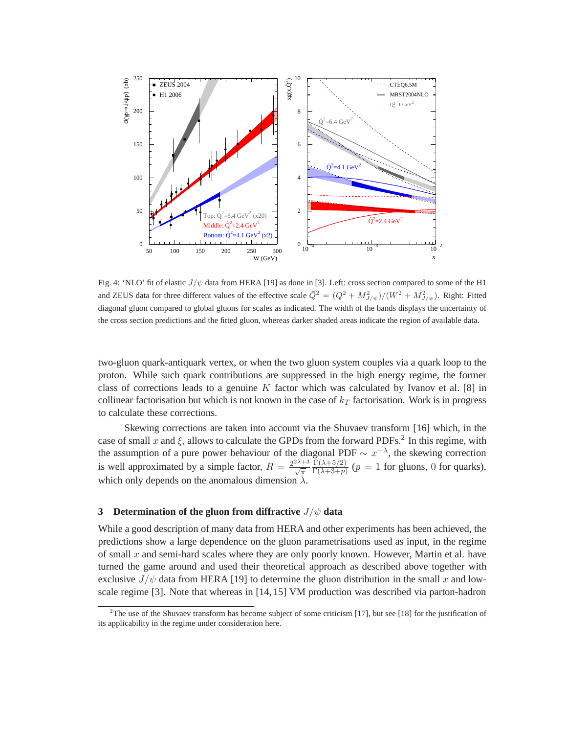Fig. 4: 'NLO' fit of elastic $J/\psi$ data from HERA [19] as done in [3]. Left: cross section compared to some of the H1 and ZEUS data for three different values of the effective scale $\bar{Q}^2 = (Q^2 + M_{J/\psi}^2)/(W^2 + M_{J/\psi}^2)$. Right: Fitted diagonal gluon compared to global gluons for scales as indicated. The width of the bands displays the uncertainty of the cross section predictions and the fitted gluon, whereas darker shaded areas indicate the region of available data.

two-gluon quark-antiquark vertex, or when the two gluon system couples via a quark loop to the proton. While such quark contributions are suppressed in the high energy regime, the former class of corrections leads to a genuine $K$ factor which was calculated by Ivanov et al. [8] in collinear factorisation but which is not known in the case of $k_T$ factorisation. Work is in progress to calculate these corrections.

Skewing corrections are taken into account via the Shuvaev transform [16] which, in the case of small $x$ and $\xi$, allows to calculate the GPDs from the forward PDFs.[2] In this regime, with the assumption of a pure power behaviour of the diagonal PDF $\sim x^{-\lambda}$, the skewing correction is well approximated by a simple factor, $R = \frac{2^{2\lambda+3}}{\sqrt{\pi}} \frac{\Gamma(\lambda+5/2)}{\Gamma(\lambda+3+p)}$ ($p = 1$ for gluons, $0$ for quarks), which only depends on the anomalous dimension $\lambda$.

## 3 Determination of the gluon from diffractive $J/\psi$ data

While a good description of many data from HERA and other experiments has been achieved, the predictions show a large dependence on the gluon parametrisations used as input, in the regime of small $x$ and semi-hard scales where they are only poorly known. However, Martin et al. have turned the game around and used their theoretical approach as described above together with exclusive $J/\psi$ data from HERA [19] to determine the gluon distribution in the small $x$ and low-scale regime [3]. Note that whereas in [14, 15] VM production was described via parton-hadron

[2] The use of the Shuvaev transform has become subject of some criticism [17], but see [18] for the justification of its applicability in the regime under consideration here.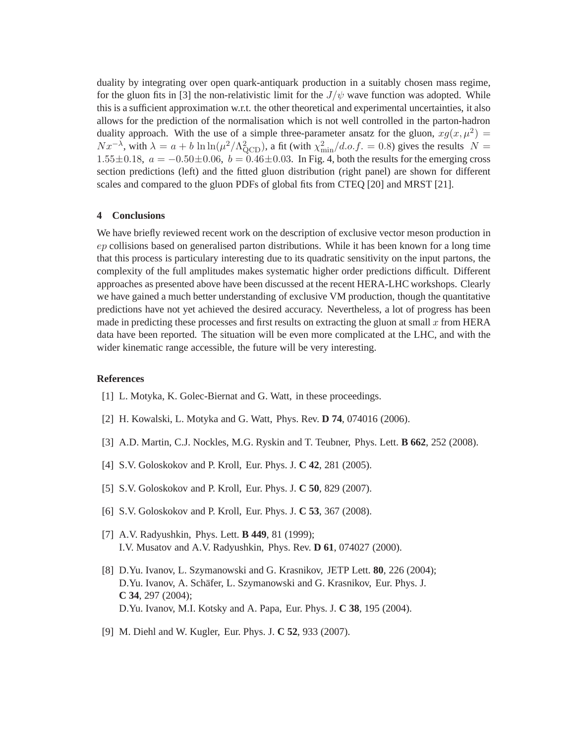duality by integrating over open quark-antiquark production in a suitably chosen mass regime, for the gluon fits in [3] the non-relativistic limit for the $J/\psi$ wave function was adopted. While this is a sufficient approximation w.r.t. the other theoretical and experimental uncertainties, it also allows for the prediction of the normalisation which is not well controlled in the parton-hadron duality approach. With the use of a simple three-parameter ansatz for the gluon, $xg(x, \mu^2) = Nx^{-\lambda}$, with $\lambda = a + b \ln\ln(\mu^2/\Lambda^2_{\rm QCD})$, a fit (with $\chi^2_{\rm min}/d.o.f. = 0.8$) gives the results $N = 1.55 \pm 0.18$, $a = -0.50 \pm 0.06$, $b = 0.46 \pm 0.03$. In Fig. 4, both the results for the emerging cross section predictions (left) and the fitted gluon distribution (right panel) are shown for different scales and compared to the gluon PDFs of global fits from CTEQ [20] and MRST [21].

## 4 Conclusions

We have briefly reviewed recent work on the description of exclusive vector meson production in $ep$ collisions based on generalised parton distributions. While it has been known for a long time that this process is particulary interesting due to its quadratic sensitivity on the input partons, the complexity of the full amplitudes makes systematic higher order predictions difficult. Different approaches as presented above have been discussed at the recent HERA-LHC workshops. Clearly we have gained a much better understanding of exclusive VM production, though the quantitative predictions have not yet achieved the desired accuracy. Nevertheless, a lot of progress has been made in predicting these processes and first results on extracting the gluon at small $x$ from HERA data have been reported. The situation will be even more complicated at the LHC, and with the wider kinematic range accessible, the future will be very interesting.

## References

[1] L. Motyka, K. Golec-Biernat and G. Watt, in these proceedings.

[2] H. Kowalski, L. Motyka and G. Watt, Phys. Rev. **D 74**, 074016 (2006).

[3] A.D. Martin, C.J. Nockles, M.G. Ryskin and T. Teubner, Phys. Lett. **B 662**, 252 (2008).

[4] S.V. Goloskokov and P. Kroll, Eur. Phys. J. **C 42**, 281 (2005).

[5] S.V. Goloskokov and P. Kroll, Eur. Phys. J. **C 50**, 829 (2007).

[6] S.V. Goloskokov and P. Kroll, Eur. Phys. J. **C 53**, 367 (2008).

[7] A.V. Radyushkin, Phys. Lett. **B 449**, 81 (1999);
I.V. Musatov and A.V. Radyushkin, Phys. Rev. **D 61**, 074027 (2000).

[8] D.Yu. Ivanov, L. Szymanowski and G. Krasnikov, JETP Lett. **80**, 226 (2004);
D.Yu. Ivanov, A. Schäfer, L. Szymanowski and G. Krasnikov, Eur. Phys. J. **C 34**, 297 (2004);
D.Yu. Ivanov, M.I. Kotsky and A. Papa, Eur. Phys. J. **C 38**, 195 (2004).

[9] M. Diehl and W. Kugler, Eur. Phys. J. **C 52**, 933 (2007).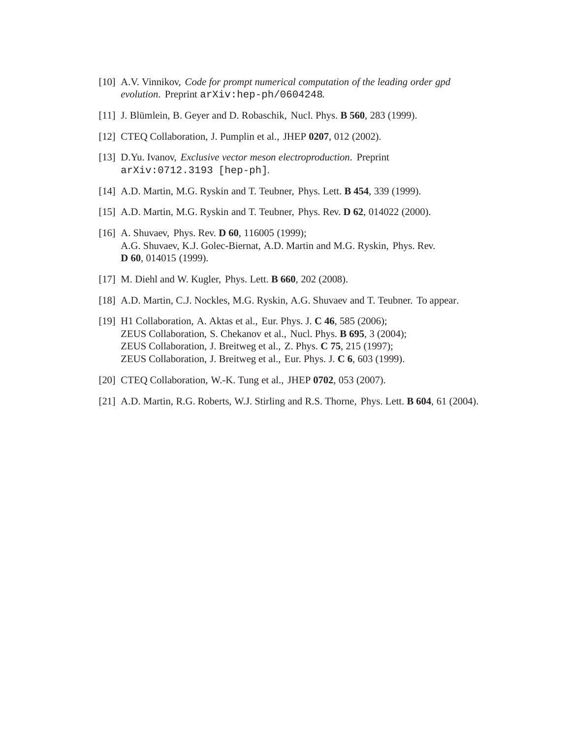[10] A.V. Vinnikov, *Code for prompt numerical computation of the leading order gpd evolution*. Preprint `arXiv:hep-ph/0604248`.

[11] J. Blümlein, B. Geyer and D. Robaschik, Nucl. Phys. **B 560**, 283 (1999).

[12] CTEQ Collaboration, J. Pumplin et al., JHEP **0207**, 012 (2002).

[13] D.Yu. Ivanov, *Exclusive vector meson electroproduction*. Preprint `arXiv:0712.3193 [hep-ph]`.

[14] A.D. Martin, M.G. Ryskin and T. Teubner, Phys. Lett. **B 454**, 339 (1999).

[15] A.D. Martin, M.G. Ryskin and T. Teubner, Phys. Rev. **D 62**, 014022 (2000).

[16] A. Shuvaev, Phys. Rev. **D 60**, 116005 (1999);
A.G. Shuvaev, K.J. Golec-Biernat, A.D. Martin and M.G. Ryskin, Phys. Rev. **D 60**, 014015 (1999).

[17] M. Diehl and W. Kugler, Phys. Lett. **B 660**, 202 (2008).

[18] A.D. Martin, C.J. Nockles, M.G. Ryskin, A.G. Shuvaev and T. Teubner. To appear.

[19] H1 Collaboration, A. Aktas et al., Eur. Phys. J. **C 46**, 585 (2006);
ZEUS Collaboration, S. Chekanov et al., Nucl. Phys. **B 695**, 3 (2004);
ZEUS Collaboration, J. Breitweg et al., Z. Phys. **C 75**, 215 (1997);
ZEUS Collaboration, J. Breitweg et al., Eur. Phys. J. **C 6**, 603 (1999).

[20] CTEQ Collaboration, W.-K. Tung et al., JHEP **0702**, 053 (2007).

[21] A.D. Martin, R.G. Roberts, W.J. Stirling and R.S. Thorne, Phys. Lett. **B 604**, 61 (2004).